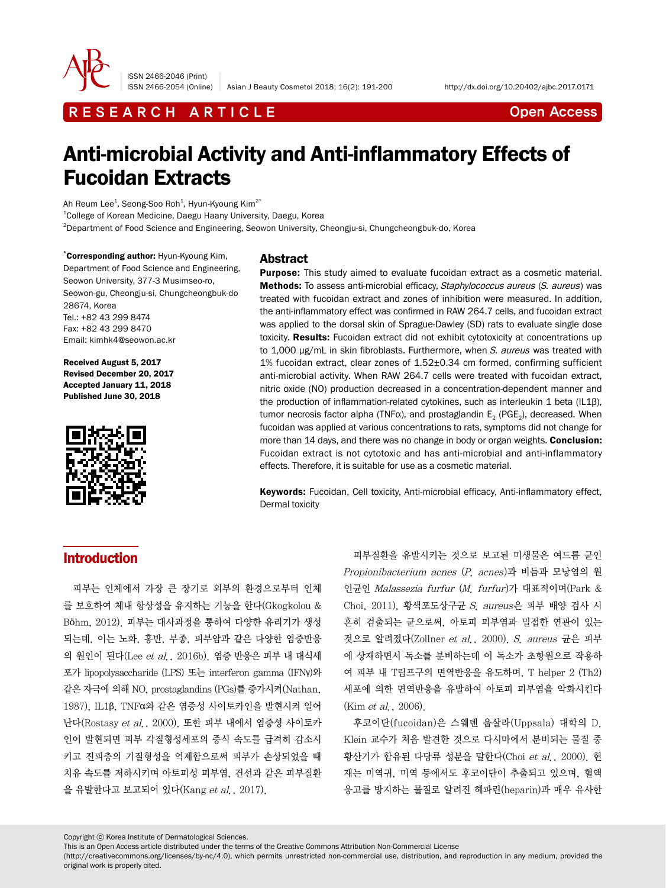RESEARCH ARTICLE Open Access

# Anti-microbial Activity and Anti-inflammatory Effects of Fucoidan Extracts

Ah Reum Lee[1], Seong-Soo Roh[1], Hyun-Kyoung Kim[2*]

[1]College of Korean Medicine, Daegu Haany University, Daegu, Korea

[2]Department of Food Science and Engineering, Seowon University, Cheongju-si, Chungcheongbuk-do, Korea

**\*Corresponding author:** Hyun-Kyoung Kim, Department of Food Science and Engineering, Seowon University, 377-3 Musimseo-ro, Seowon-gu, Cheongju-si, Chungcheongbuk-do 28674, Korea
Tel.: +82 43 299 8474
Fax: +82 43 299 8470
Email: kimhk4@seowon.ac.kr

**Received August 5, 2017**
**Revised December 20, 2017**
**Accepted January 11, 2018**
**Published June 30, 2018**

## Abstract

**Purpose:** This study aimed to evaluate fucoidan extract as a cosmetic material. **Methods:** To assess anti-microbial efficacy, *Staphylococcus aureus* (*S. aureus*) was treated with fucoidan extract and zones of inhibition were measured. In addition, the anti-inflammatory effect was confirmed in RAW 264.7 cells, and fucoidan extract was applied to the dorsal skin of Sprague-Dawley (SD) rats to evaluate single dose toxicity. **Results:** Fucoidan extract did not exhibit cytotoxicity at concentrations up to 1,000 μg/mL in skin fibroblasts. Furthermore, when *S. aureus* was treated with 1% fucoidan extract, clear zones of 1.52±0.34 cm formed, confirming sufficient anti-microbial activity. When RAW 264.7 cells were treated with fucoidan extract, nitric oxide (NO) production decreased in a concentration-dependent manner and the production of inflammation-related cytokines, such as interleukin 1 beta (IL1β), tumor necrosis factor alpha (TNFα), and prostaglandin $E_2$ ($PGE_2$), decreased. When fucoidan was applied at various concentrations to rats, symptoms did not change for more than 14 days, and there was no change in body or organ weights. **Conclusion:** Fucoidan extract is not cytotoxic and has anti-microbial and anti-inflammatory effects. Therefore, it is suitable for use as a cosmetic material.

**Keywords:** Fucoidan, Cell toxicity, Anti-microbial efficacy, Anti-inflammatory effect, Dermal toxicity

## Introduction

피부는 인체에서 가장 큰 장기로 외부의 환경으로부터 인체를 보호하여 체내 항상성을 유지하는 기능을 한다(Gkogkolou & Böhm, 2012). 피부는 대사과정을 통하여 다양한 유리기가 생성되는데, 이는 노화, 홍반, 부종, 피부암과 같은 다양한 염증반응의 원인이 된다(Lee *et al.*, 2016b). 염증 반응은 피부 내 대식세포가 lipopolysaccharide (LPS) 또는 interferon gamma (IFNγ)와 같은 자극에 의해 NO, prostaglandins (PGs)를 증가시켜(Nathan, 1987), IL1β, TNFα와 같은 염증성 사이토카인을 발현시켜 일어난다(Rostasy *et al.*, 2000). 또한 피부 내에서 염증성 사이토카인이 발현되면 피부 각질형성세포의 증식 속도를 급격히 감소시키고 진피층의 기질형성을 억제함으로써 피부가 손상되었을 때 치유 속도를 저하시키며 아토피성 피부염, 건선과 같은 피부질환을 유발한다고 보고되어 있다(Kang *et al.*, 2017).

피부질환을 유발시키는 것으로 보고된 미생물은 여드름 균인 *Propionibacterium acnes* (*P. acnes*)과 비듬과 모낭염의 원인균인 *Malassezia furfur* (*M. furfur*)가 대표적이며(Park & Choi, 2011), 황색포도상구균 *S. aureus*은 피부 배양 검사 시 흔히 검출되는 균으로써, 아토피 피부염과 밀접한 연관이 있는 것으로 알려졌다(Zollner *et al.*, 2000). *S. aureus* 균은 피부에 상재하면서 독소를 분비하는데 이 독소가 초항원으로 작용하여 피부 내 T림프구의 면역반응을 유도하며, T helper 2 (Th2) 세포에 의한 면역반응을 유발하여 아토피 피부염을 악화시킨다(Kim *et al.*, 2006).

후코이단(fucoidan)은 스웨덴 웁살라(Uppsala) 대학의 D. Klein 교수가 처음 발견한 것으로 다시마에서 분비되는 물질 중 황산기가 함유된 다당류 성분을 말한다(Choi *et al.*, 2000). 현재는 미역귀, 미역 등에서도 후코이단이 추출되고 있으며, 혈액 응고를 방지하는 물질로 알려진 헤파린(heparin)과 매우 유사한

Copyright ⓒ Korea Institute of Dermatological Sciences.
This is an Open Access article distributed under the terms of the Creative Commons Attribution Non-Commercial License (http://creativecommons.org/licenses/by-nc/4.0), which permits unrestricted non-commercial use, distribution, and reproduction in any medium, provided the original work is properly cited.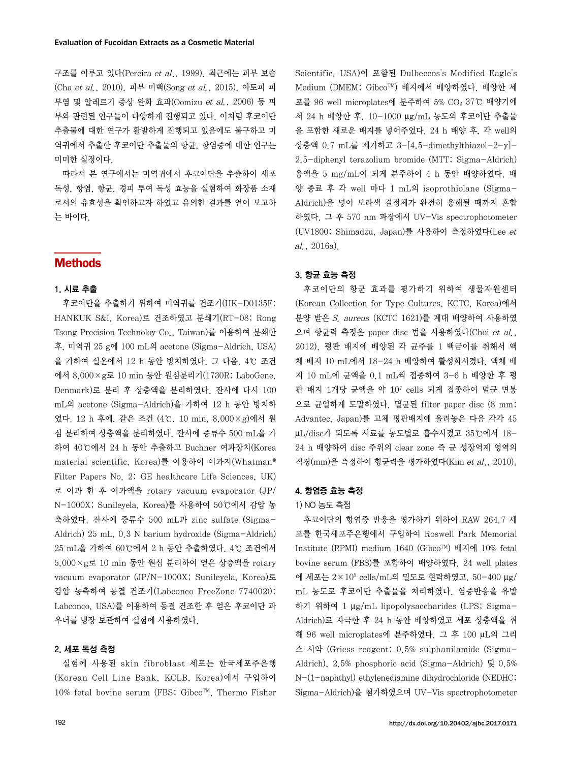구조를 이루고 있다(Pereira *et al*., 1999). 최근에는 피부 보습(Cha *et al*., 2010), 피부 미백(Song *et al*., 2015), 아토피 피부염 및 알레르기 증상 완화 효과(Oomizu *et al*., 2006) 등 피부와 관련된 연구들이 다양하게 진행되고 있다. 이처럼 후코이단 추출물에 대한 연구가 활발하게 진행되고 있음에도 불구하고 미역귀에서 추출한 후코이단 추출물의 항균, 항염증에 대한 연구는 미미한 실정이다.

따라서 본 연구에서는 미역귀에서 후코이단을 추출하여 세포 독성, 항염, 항균, 경피 투여 독성 효능을 실험하여 화장품 소재로서의 유효성을 확인하고자 하였고 유의한 결과를 얻어 보고하는 바이다.

## Methods

### 1. 시료 추출

후코이단을 추출하기 위하여 미역귀를 건조기(HK-D0135F; HANKUK S&I, Korea)로 건조하였고 분쇄기(RT-08; Rong Tsong Precision Technoloy Co., Taiwan)를 이용하여 분쇄한 후, 미역귀 25 g에 100 mL의 acetone (Sigma-Aldrich, USA)을 가하여 실온에서 12 h 동안 방치하였다. 그 다음, 4℃ 조건에서 8,000×g로 10 min 동안 원심분리기(1730R; LaboGene, Denmark)로 분리 후 상층액을 분리하였다. 잔사에 다시 100 mL의 acetone (Sigma-Aldrich)을 가하여 12 h 동안 방치하였다. 12 h 후에, 같은 조건 (4℃, 10 min, 8,000×g)에서 원심 분리하여 상층액을 분리하였다. 잔사에 증류수 500 mL을 가하여 40℃에서 24 h 동안 추출하고 Buchner 여과장치(Korea material scientific, Korea)를 이용하여 여과지(Whatman® Filter Papers No. 2; GE healthcare Life Sciences, UK)로 여과 한 후 여과액을 rotary vacuum evaporator (JP/N-1000X; Sunileyela, Korea)를 사용하여 50℃에서 감압 농축하였다. 잔사에 증류수 500 mL과 zinc sulfate (Sigma-Aldrich) 25 mL, 0.3 N barium hydroxide (Sigma-Aldrich) 25 mL을 가하여 60℃에서 2 h 동안 추출하였다. 4℃ 조건에서 5,000×g로 10 min 동안 원심 분리하여 얻은 상층액을 rotary vacuum evaporator (JP/N-1000X; Sunileyela, Korea)로 감압 농축하여 동결 건조기(Labconco FreeZone 7740020; Labconco, USA)를 이용하여 동결 건조한 후 얻은 후코이단 파우더를 냉장 보관하여 실험에 사용하였다.

### 2. 세포 독성 측정

실험에 사용된 skin fibroblast 세포는 한국세포주은행(Korean Cell Line Bank, KCLB, Korea)에서 구입하여 10% fetal bovine serum (FBS; Gibco™, Thermo Fisher Scientific, USA)이 포함된 Dulbeccos's Modified Eagle's Medium (DMEM; Gibco™) 배지에서 배양하였다. 배양한 세포를 96 well microplates에 분주하여 5% $CO_2$ 37℃ 배양기에서 24 h 배양한 후, 10-1000 μg/mL 농도의 후코이단 추출물을 포함한 새로운 배지를 넣어주었다. 24 h 배양 후, 각 well의 상층액 0.7 mL를 제거하고 3-[4,5-dimethylthiazol-2-y]-2,5-diphenyl terazolium bromide (MTT; Sigma-Aldrich) 용액을 5 mg/mL이 되게 분주하여 4 h 동안 배양하였다. 배양 종료 후 각 well 마다 1 mL의 isoprothiolane (Sigma-Aldrich)을 넣어 보라색 결정체가 완전히 용해될 때까지 혼합하였다. 그 후 570 nm 파장에서 UV-Vis spectrophotometer (UV1800; Shimadzu, Japan)를 사용하여 측정하였다(Lee *et al*., 2016a).

### 3. 항균 효능 측정

후코이단의 항균 효과를 평가하기 위하여 생물자원센터(Korean Collection for Type Cultures, KCTC, Korea)에서 분양 받은 *S. aureus* (KCTC 1621)를 계대 배양하여 사용하였으며 항균력 측정은 paper disc 법을 사용하였다(Choi *et al*., 2012). 평판 배지에 배양된 각 균주를 1 백금이를 취해서 액체 배지 10 mL에서 18-24 h 배양하여 활성화시켰다. 액체 배지 10 mL에 균액을 0.1 mL씩 접종하여 3-6 h 배양한 후 평판 배지 1개당 균액을 약 $10^7$ cells 되게 접종하여 멸균 면봉으로 균일하게 도말하였다. 멸균된 filter paper disc (8 mm; Advantec, Japan)를 고체 평판배지에 올려놓은 다음 각각 45 μL/disc가 되도록 시료를 농도별로 흡수시켰고 35℃에서 18-24 h 배양하여 disc 주위의 clear zone 즉 균 성장억제 영역의 직경(mm)을 측정하여 항균력을 평가하였다(Kim *et al*., 2010).

### 4. 항염증 효능 측정

#### 1) NO 농도 측정

후코이단의 항염증 반응을 평가하기 위하여 RAW 264.7 세포를 한국세포주은행에서 구입하여 Roswell Park Memorial Institute (RPMI) medium 1640 (Gibco™) 배지에 10% fetal bovine serum (FBS)를 포함하여 배양하였다. 24 well plates에 세포는 $2\times10^5$ cells/mL의 밀도로 현탁하였고, 50-400 μg/mL 농도로 후코이단 추출물을 처리하였다. 염증반응을 유발하기 위하여 1 μg/mL lipopolysaccharides (LPS; Sigma-Aldrich)로 자극한 후 24 h 동안 배양하였고 세포 상층액을 취해 96 well microplates에 분주하였다. 그 후 100 μL의 그리스 시약 (Griess reagent; 0.5% sulphanilamide (Sigma-Aldrich), 2.5% phosphoric acid (Sigma-Aldrich) 및 0.5% N-(1-naphthyl) ethylenediamine dihydrochloride (NEDHC; Sigma-Aldrich)을 첨가하였으며 UV-Vis spectrophotometer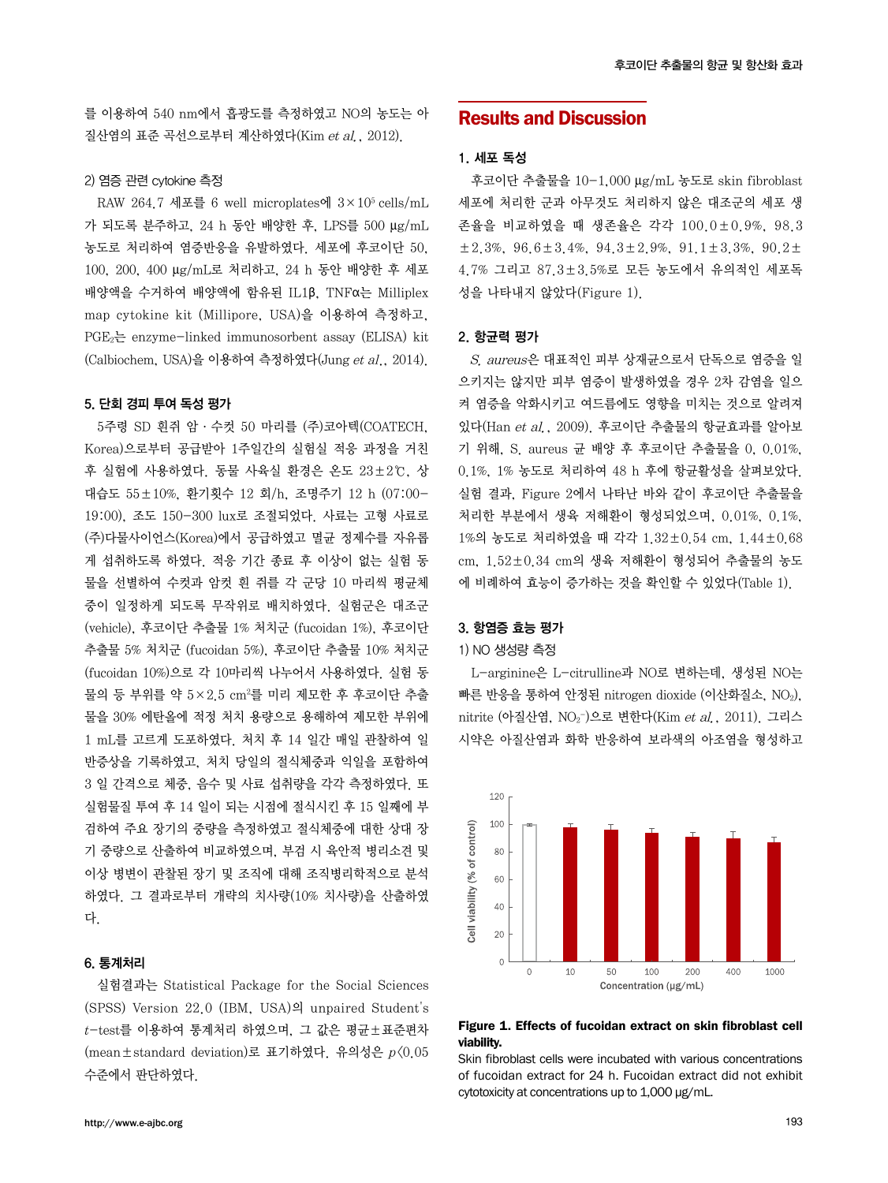를 이용하여 540 nm에서 흡광도를 측정하였고 NO의 농도는 아질산염의 표준 곡선으로부터 계산하였다(Kim *et al.*, 2012).

2) 염증 관련 cytokine 측정

RAW 264.7 세포를 6 well microplates에 $3\times10^5$ cells/mL가 되도록 분주하고, 24 h 동안 배양한 후, LPS를 500 μg/mL 농도로 처리하여 염증반응을 유발하였다. 세포에 후코이단 50, 100, 200, 400 μg/mL로 처리하고, 24 h 동안 배양한 후 세포 배양액을 수거하여 배양액에 함유된 IL1β, TNFα는 Milliplex map cytokine kit (Millipore, USA)을 이용하여 측정하고, $PGE_2$는 enzyme-linked immunosorbent assay (ELISA) kit (Calbiochem, USA)을 이용하여 측정하였다(Jung *et al.*, 2014).

### 5. 단회 경피 투여 독성 평가

5주령 SD 흰쥐 암 · 수컷 50 마리를 (주)코아텍(COATECH, Korea)으로부터 공급받아 1주일간의 실험실 적응 과정을 거친 후 실험에 사용하였다. 동물 사육실 환경은 온도 23±2℃, 상대습도 55±10%, 환기횟수 12 회/h, 조명주기 12 h (07:00-19:00), 조도 150-300 lux로 조절되었다. 사료는 고형 사료로 (주)다물사이언스(Korea)에서 공급하였고 멸균 정제수를 자유롭게 섭취하도록 하였다. 적응 기간 종료 후 이상이 없는 실험 동물을 선별하여 수컷과 암컷 흰 쥐를 각 군당 10 마리씩 평균체중이 일정하게 되도록 무작위로 배치하였다. 실험군은 대조군(vehicle), 후코이단 추출물 1% 처치군 (fucoidan 1%), 후코이단 추출물 5% 처치군 (fucoidan 5%), 후코이단 추출물 10% 처치군 (fucoidan 10%)으로 각 10마리씩 나누어서 사용하였다. 실험 동물의 등 부위를 약 $5\times2.5$ $cm^2$를 미리 제모한 후 후코이단 추출물을 30% 에탄올에 적정 처치 용량으로 용해하여 제모한 부위에 1 mL를 고르게 도포하였다. 처치 후 14 일간 매일 관찰하여 일반증상을 기록하였고, 처치 당일의 절식체중과 익일을 포함하여 3 일 간격으로 체중, 음수 및 사료 섭취량을 각각 측정하였다. 또 실험물질 투여 후 14 일이 되는 시점에 절식시킨 후 15 일째에 부검하여 주요 장기의 중량을 측정하였고 절식체중에 대한 상대 장기 중량으로 산출하여 비교하였으며, 부검 시 육안적 병리소견 및 이상 병변이 관찰된 장기 및 조직에 대해 조직병리학적으로 분석하였다. 그 결과로부터 개략의 치사량(10% 치사량)을 산출하였다.

### 6. 통계처리

실험결과는 Statistical Package for the Social Sciences (SPSS) Version 22.0 (IBM, USA)의 unpaired Student's *t*-test를 이용하여 통계처리 하였으며, 그 값은 평균±표준편차(mean±standard deviation)로 표기하였다. 유의성은 $p<0.05$ 수준에서 판단하였다.

## Results and Discussion

### 1. 세포 독성

후코이단 추출물을 10-1,000 μg/mL 농도로 skin fibroblast 세포에 처리한 군과 아무것도 처리하지 않은 대조군의 세포 생존율을 비교하였을 때 생존율은 각각 100.0±0.9%, 98.3±2.3%, 96.6±3.4%, 94.3±2.9%, 91.1±3.3%, 90.2±4.7% 그리고 87.3±3.5%로 모든 농도에서 유의적인 세포독성을 나타내지 않았다(Figure 1).

### 2. 항균력 평가

*S. aureus*은 대표적인 피부 상재균으로서 단독으로 염증을 일으키지는 않지만 피부 염증이 발생하였을 경우 2차 감염을 일으켜 염증을 악화시키고 여드름에도 영향을 미치는 것으로 알려져 있다(Han *et al.*, 2009). 후코이단 추출물의 항균효과를 알아보기 위해, S. aureus 균 배양 후 후코이단 추출물을 0, 0.01%, 0.1%, 1% 농도로 처리하여 48 h 후에 항균활성을 살펴보았다. 실험 결과, Figure 2에서 나타난 바와 같이 후코이단 추출물을 처리한 부분에서 생육 저해환이 형성되었으며, 0.01%, 0.1%, 1%의 농도로 처리하였을 때 각각 1.32±0.54 cm, 1.44±0.68 cm, 1.52±0.34 cm의 생육 저해환이 형성되어 추출물의 농도에 비례하여 효능이 증가하는 것을 확인할 수 있었다(Table 1).

### 3. 항염증 효능 평가

1) NO 생성량 측정

L-arginine은 L-citrulline과 NO로 변하는데, 생성된 NO는 빠른 반응을 통하여 안정된 nitrogen dioxide (이산화질소, $NO_2$), nitrite (아질산염, $NO_2^-$)으로 변한다(Kim *et al.*, 2011). 그리스 시약은 아질산염과 화학 반응하여 보라색의 아조염을 형성하고

**Figure 1. Effects of fucoidan extract on skin fibroblast cell viability.**

Skin fibroblast cells were incubated with various concentrations of fucoidan extract for 24 h. Fucoidan extract did not exhibit cytotoxicity at concentrations up to 1,000 μg/mL.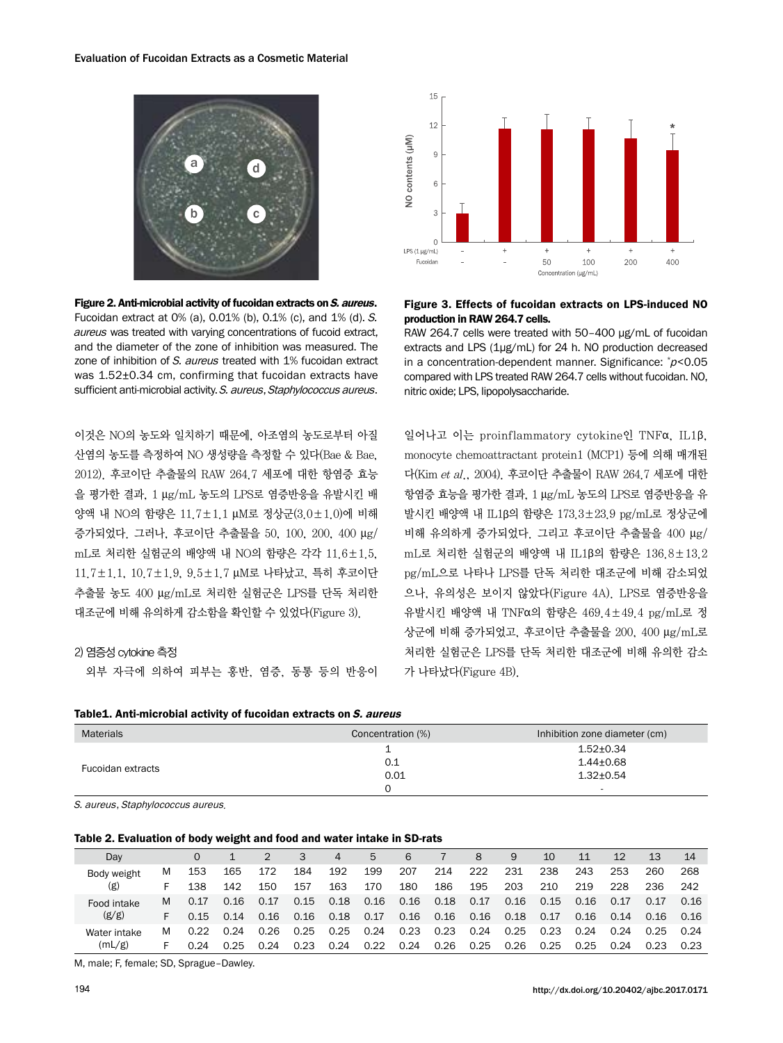**Figure 2. Anti-microbial activity of fucoidan extracts on *S. aureus*.** Fucoidan extract at 0% (a), 0.01% (b), 0.1% (c), and 1% (d). *S. aureus* was treated with varying concentrations of fucoid extract, and the diameter of the zone of inhibition was measured. The zone of inhibition of *S. aureus* treated with 1% fucoidan extract was 1.52±0.34 cm, confirming that fucoidan extracts have sufficient anti-microbial activity. *S. aureus*, *Staphylococcus aureus*.

**Figure 3. Effects of fucoidan extracts on LPS-induced NO production in RAW 264.7 cells.**
RAW 264.7 cells were treated with 50–400 μg/mL of fucoidan extracts and LPS (1μg/mL) for 24 h. NO production decreased in a concentration-dependent manner. Significance: \*$p<0.05$ compared with LPS treated RAW 264.7 cells without fucoidan. NO, nitric oxide; LPS, lipopolysaccharide.

이것은 NO의 농도와 일치하기 때문에, 아조염의 농도로부터 아질산염의 농도를 측정하여 NO 생성량을 측정할 수 있다(Bae & Bae, 2012). 후코이단 추출물의 RAW 264.7 세포에 대한 항염증 효능을 평가한 결과, 1 μg/mL 농도의 LPS로 염증반응을 유발시킨 배양액 내 NO의 함량은 11.7±1.1 μM로 정상군(3.0±1.0)에 비해 증가되었다. 그러나, 후코이단 추출물을 50, 100, 200, 400 μg/mL로 처리한 실험군의 배양액 내 NO의 함량은 각각 11.6±1.5, 11.7±1.1, 10.7±1.9, 9.5±1.7 μM로 나타났고, 특히 후코이단 추출물 농도 400 μg/mL로 처리한 실험군은 LPS를 단독 처리한 대조군에 비해 유의하게 감소함을 확인할 수 있었다(Figure 3).

2) 염증성 cytokine 측정

외부 자극에 의하여 피부는 홍반, 염증, 동통 등의 반응이 일어나고 이는 proinflammatory cytokine인 TNFα, IL1β, monocyte chemoattractant protein1 (MCP1) 등에 의해 매개된다(Kim *et al*., 2004). 후코이단 추출물이 RAW 264.7 세포에 대한 항염증 효능을 평가한 결과, 1 μg/mL 농도의 LPS로 염증반응을 유발시킨 배양액 내 IL1β의 함량은 173.3±23.9 pg/mL로 정상에 비해 유의하게 증가되었다. 그리고 후코이단 추출물을 400 μg/mL로 처리한 실험군의 배양액 내 IL1β의 함량은 136.8±13.2 pg/mL으로 나타나 LPS를 단독 처리한 대조군에 비해 감소되었으나, 유의성은 보이지 않았다(Figure 4A). LPS로 염증반응을 유발시킨 배양액 내 TNFα의 함량은 469.4±49.4 pg/mL로 정상군에 비해 증가되었고, 후코이단 추출물을 200, 400 μg/mL로 처리한 실험군은 LPS를 단독 처리한 대조군에 비해 유의한 감소가 나타났다(Figure 4B).

**Table1. Anti-microbial activity of fucoidan extracts on *S. aureus***

| Materials | Concentration (%) | Inhibition zone diameter (cm) |
|---|---|---|
| Fucoidan extracts | 1 | 1.52±0.34 |
| | 0.1 | 1.44±0.68 |
| | 0.01 | 1.32±0.54 |
| | 0 | - |

*S. aureus*, *Staphylococcus aureus*.

**Table 2. Evaluation of body weight and food and water intake in SD-rats**

| Day | | 0 | 1 | 2 | 3 | 4 | 5 | 6 | 7 | 8 | 9 | 10 | 11 | 12 | 13 | 14 |
|---|---|---|---|---|---|---|---|---|---|---|---|---|---|---|---|---|
| Body weight (g) | M | 153 | 165 | 172 | 184 | 192 | 199 | 207 | 214 | 222 | 231 | 238 | 243 | 253 | 260 | 268 |
| | F | 138 | 142 | 150 | 157 | 163 | 170 | 180 | 186 | 195 | 203 | 210 | 219 | 228 | 236 | 242 |
| Food intake (g/g) | M | 0.17 | 0.16 | 0.17 | 0.15 | 0.18 | 0.16 | 0.16 | 0.18 | 0.17 | 0.16 | 0.15 | 0.16 | 0.17 | 0.17 | 0.16 |
| | F | 0.15 | 0.14 | 0.16 | 0.16 | 0.18 | 0.17 | 0.16 | 0.16 | 0.16 | 0.18 | 0.17 | 0.16 | 0.14 | 0.16 | 0.16 |
| Water intake (mL/g) | M | 0.22 | 0.24 | 0.26 | 0.25 | 0.25 | 0.24 | 0.23 | 0.23 | 0.24 | 0.25 | 0.23 | 0.24 | 0.24 | 0.25 | 0.24 |
| | F | 0.24 | 0.25 | 0.24 | 0.23 | 0.24 | 0.22 | 0.24 | 0.26 | 0.25 | 0.26 | 0.25 | 0.25 | 0.24 | 0.23 | 0.23 |

M, male; F, female; SD, Sprague–Dawley.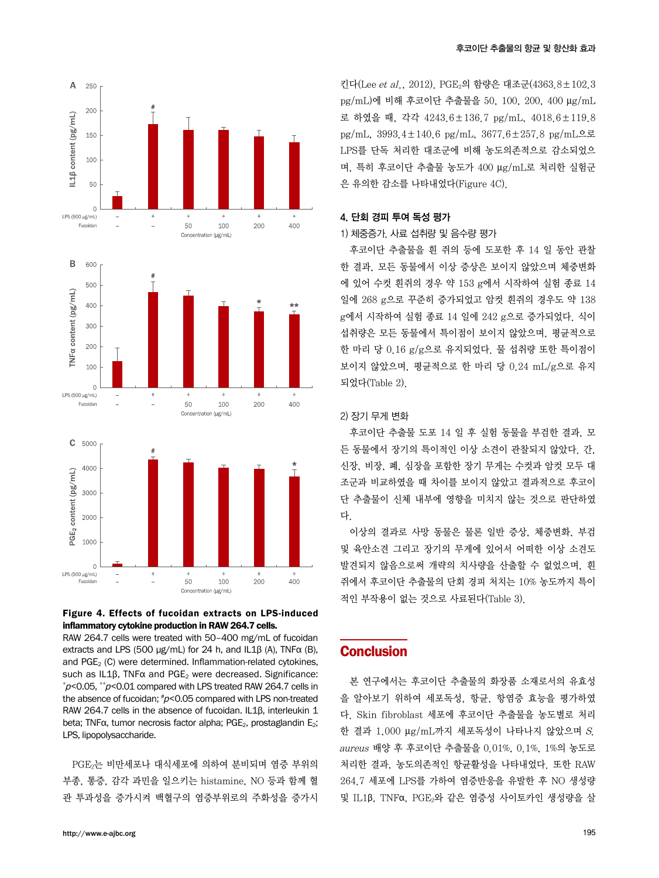**Figure 4. Effects of fucoidan extracts on LPS-induced inflammatory cytokine production in RAW 264.7 cells.**
RAW 264.7 cells were treated with 50–400 mg/mL of fucoidan extracts and LPS (500 μg/mL) for 24 h, and IL1β (A), TNFα (B), and $PGE_2$ (C) were determined. Inflammation-related cytokines, such as IL1β, TNFα and $PGE_2$ were decreased. Significance: *$p<0.05$, **$p<0.01$ compared with LPS treated RAW 264.7 cells in the absence of fucoidan; #$p<0.05$ compared with LPS non-treated RAW 264.7 cells in the absence of fucoidan. IL1β, interleukin 1 beta; TNFα, tumor necrosis factor alpha; $PGE_2$, prostaglandin $E_2$; LPS, lipopolysaccharide.

$PGE_2$는 비만세포나 대식세포에 의하여 분비되며 염증 부위의 부종, 통증, 감각 과민을 일으키는 histamine, NO 등과 함께 혈관 투과성을 증가시켜 백혈구의 염증부위로의 주화성을 증가시킨다(Lee *et al.*, 2012). $PGE_2$의 함량은 대조군(4363.8±102.3 pg/mL)에 비해 후코이단 추출물을 50, 100, 200, 400 μg/mL로 하였을 때, 각각 4243.6±136.7 pg/mL, 4018.6±119.8 pg/mL, 3993.4±140.6 pg/mL, 3677.6±257.8 pg/mL으로 LPS를 단독 처리한 대조군에 비해 농도의존적으로 감소되었으며, 특히 후코이단 추출물 농도가 400 μg/mL로 처리한 실험군은 유의한 감소를 나타내었다(Figure 4C).

### 4. 단회 경피 투여 독성 평가

#### 1) 체중증가, 사료 섭취량 및 음수량 평가

후코이단 추출물을 흰 쥐의 등에 도포한 후 14 일 동안 관찰한 결과, 모든 동물에서 이상 증상은 보이지 않았으며 체중변화에 있어 수컷 흰쥐의 경우 약 153 g에서 시작하여 실험 종료 14 일에 268 g으로 꾸준히 증가되었고 암컷 흰쥐의 경우도 약 138 g에서 시작하여 실험 종료 14 일에 242 g으로 증가되었다. 식이 섭취량은 모든 동물에서 특이점이 보이지 않았으며, 평균적으로 한 마리 당 0.16 g/g으로 유지되었다. 물 섭취량 또한 특이점이 보이지 않았으며, 평균적으로 한 마리 당 0.24 mL/g으로 유지되었다(Table 2).

#### 2) 장기 무게 변화

후코이단 추출물 도포 14 일 후 실험 동물을 부검한 결과, 모든 동물에서 장기의 특이적인 이상 소견이 관찰되지 않았다. 간, 신장, 비장, 폐, 심장을 포함한 장기 무게는 수컷과 암컷 모두 대조군과 비교하였을 때 차이를 보이지 않았고 결과적으로 후코이단 추출물이 신체 내부에 영향을 미치지 않는 것으로 판단하였다.

이상의 결과로 사망 동물은 물론 일반 증상, 체중변화, 부검 및 육안소견 그리고 장기의 무게에 있어서 어떠한 이상 소견도 발견되지 않음으로써 개략의 치사량을 산출할 수 없었으며, 흰쥐에서 후코이단 추출물의 단회 경피 처치는 10% 농도까지 특이적인 부작용이 없는 것으로 사료된다(Table 3).

## Conclusion

본 연구에서는 후코이단 추출물의 화장품 소재로서의 유효성을 알아보기 위하여 세포독성, 항균, 항염증 효능을 평가하였다. Skin fibroblast 세포에 후코이단 추출물을 농도별로 처리한 결과 1,000 μg/mL까지 세포독성이 나타나지 않았으며 *S. aureus* 배양 후 후코이단 추출물을 0.01%, 0.1%, 1%의 농도로 처리한 결과, 농도의존적인 항균활성을 나타내었다. 또한 RAW 264.7 세포에 LPS를 가하여 염증반응을 유발한 후 NO 생성량 및 IL1β, TNFα, $PGE_2$와 같은 염증성 사이토카인 생성량을 살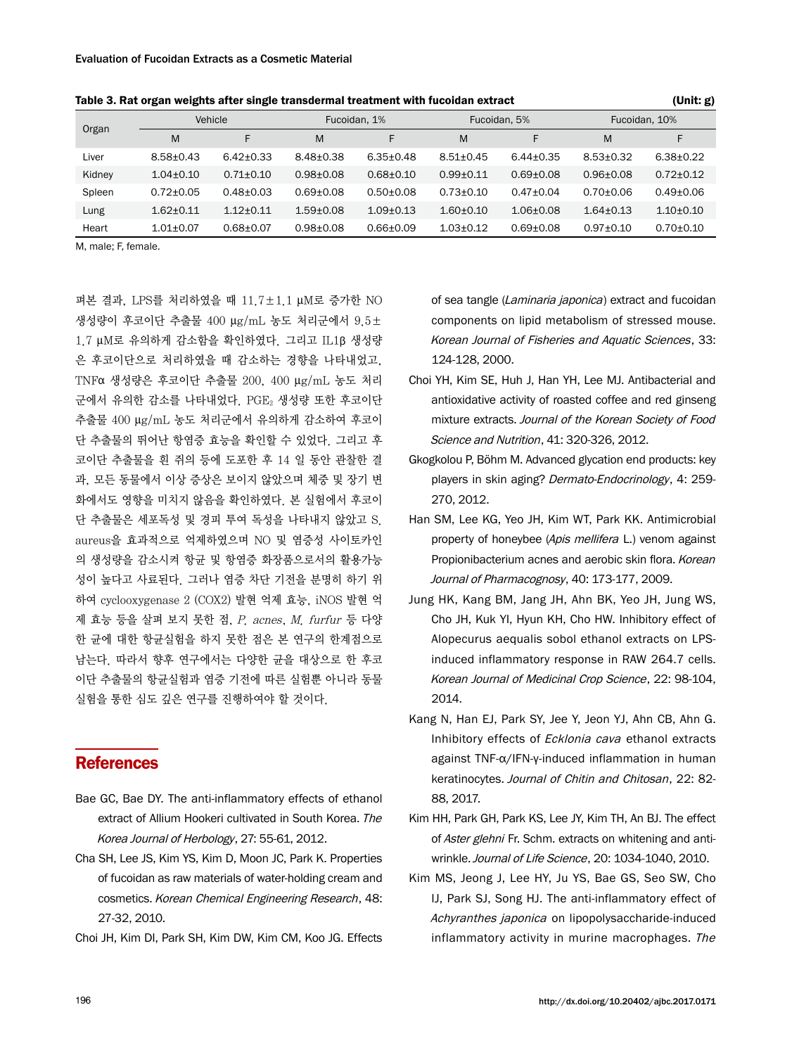**Table 3. Rat organ weights after single transdermal treatment with fucoidan extract** (Unit: g)

| Organ | Vehicle | | Fucoidan, 1% | | Fucoidan, 5% | | Fucoidan, 10% | |
|---|---|---|---|---|---|---|---|---|
| | M | F | M | F | M | F | M | F |
| Liver | 8.58±0.43 | 6.42±0.33 | 8.48±0.38 | 6.35±0.48 | 8.51±0.45 | 6.44±0.35 | 8.53±0.32 | 6.38±0.22 |
| Kidney | 1.04±0.10 | 0.71±0.10 | 0.98±0.08 | 0.68±0.10 | 0.99±0.11 | 0.69±0.08 | 0.96±0.08 | 0.72±0.12 |
| Spleen | 0.72±0.05 | 0.48±0.03 | 0.69±0.08 | 0.50±0.08 | 0.73±0.10 | 0.47±0.04 | 0.70±0.06 | 0.49±0.06 |
| Lung | 1.62±0.11 | 1.12±0.11 | 1.59±0.08 | 1.09±0.13 | 1.60±0.10 | 1.06±0.08 | 1.64±0.13 | 1.10±0.10 |
| Heart | 1.01±0.07 | 0.68±0.07 | 0.98±0.08 | 0.66±0.09 | 1.03±0.12 | 0.69±0.08 | 0.97±0.10 | 0.70±0.10 |

M, male; F, female.

펴본 결과, LPS를 처리하였을 때 11.7±1.1 μM로 증가한 NO 생성량이 후코이단 추출물 400 μg/mL 농도 처리군에서 9.5±1.7 μM로 유의하게 감소함을 확인하였다. 그리고 IL1β 생성량은 후코이단으로 처리하였을 때 감소하는 경향을 나타내었고, TNFα 생성량은 후코이단 추출물 200, 400 μg/mL 농도 처리군에서 유의한 감소를 나타내었다. $PGE_2$ 생성량 또한 후코이단 추출물 400 μg/mL 농도 처리군에서 유의하게 감소하여 후코이단 추출물의 뛰어난 항염증 효능을 확인할 수 있었다. 그리고 후코이단 추출물을 흰 쥐의 등에 도포한 후 14 일 동안 관찰한 결과, 모든 동물에서 이상 증상은 보이지 않았으며 체중 및 장기 변화에서도 영향을 미치지 않음을 확인하였다. 본 실험에서 후코이단 추출물은 세포독성 및 경피 투여 독성을 나타내지 않았고 S. aureus을 효과적으로 억제하였으며 NO 및 염증성 사이토카인의 생성량을 감소시켜 항균 및 항염증 화장품으로서의 활용가능성이 높다고 사료된다. 그러나 염증 차단 기전을 분명히 하기 위하여 cyclooxygenase 2 (COX2) 발현 억제 효능, iNOS 발현 억제 효능 등을 살펴 보지 못한 점, *P. acnes*, *M. furfur* 등 다양한 균에 대한 항균실험을 하지 못한 점은 본 연구의 한계점으로 남는다. 따라서 향후 연구에서는 다양한 균을 대상으로 한 후코이단 추출물의 항균실험과 염증 기전에 따른 실험뿐 아니라 동물실험을 통한 심도 깊은 연구를 진행하여야 할 것이다.

## References

Bae GC, Bae DY. The anti-inflammatory effects of ethanol extract of Allium Hookeri cultivated in South Korea. *The Korea Journal of Herbology*, 27: 55-61, 2012.

Cha SH, Lee JS, Kim YS, Kim D, Moon JC, Park K. Properties of fucoidan as raw materials of water-holding cream and cosmetics. *Korean Chemical Engineering Research*, 48: 27-32, 2010.

Choi JH, Kim DI, Park SH, Kim DW, Kim CM, Koo JG. Effects of sea tangle (*Laminaria japonica*) extract and fucoidan components on lipid metabolism of stressed mouse. *Korean Journal of Fisheries and Aquatic Sciences*, 33: 124-128, 2000.

Choi YH, Kim SE, Huh J, Han YH, Lee MJ. Antibacterial and antioxidative activity of roasted coffee and red ginseng mixture extracts. *Journal of the Korean Society of Food Science and Nutrition*, 41: 320-326, 2012.

Gkogkolou P, Böhm M. Advanced glycation end products: key players in skin aging? *Dermato-Endocrinology*, 4: 259-270, 2012.

Han SM, Lee KG, Yeo JH, Kim WT, Park KK. Antimicrobial property of honeybee (*Apis mellifera* L.) venom against Propionibacterium acnes and aerobic skin flora. *Korean Journal of Pharmacognosy*, 40: 173-177, 2009.

Jung HK, Kang BM, Jang JH, Ahn BK, Yeo JH, Jung WS, Cho JH, Kuk YI, Hyun KH, Cho HW. Inhibitory effect of Alopecurus aequalis sobol ethanol extracts on LPS-induced inflammatory response in RAW 264.7 cells. *Korean Journal of Medicinal Crop Science*, 22: 98-104, 2014.

Kang N, Han EJ, Park SY, Jee Y, Jeon YJ, Ahn CB, Ahn G. Inhibitory effects of *Ecklonia cava* ethanol extracts against TNF-α/IFN-γ-induced inflammation in human keratinocytes. *Journal of Chitin and Chitosan*, 22: 82-88, 2017.

Kim HH, Park GH, Park KS, Lee JY, Kim TH, An BJ. The effect of *Aster glehni* Fr. Schm. extracts on whitening and anti-wrinkle. *Journal of Life Science*, 20: 1034-1040, 2010.

Kim MS, Jeong J, Lee HY, Ju YS, Bae GS, Seo SW, Cho IJ, Park SJ, Song HJ. The anti-inflammatory effect of *Achyranthes japonica* on lipopolysaccharide-induced inflammatory activity in murine macrophages. *The*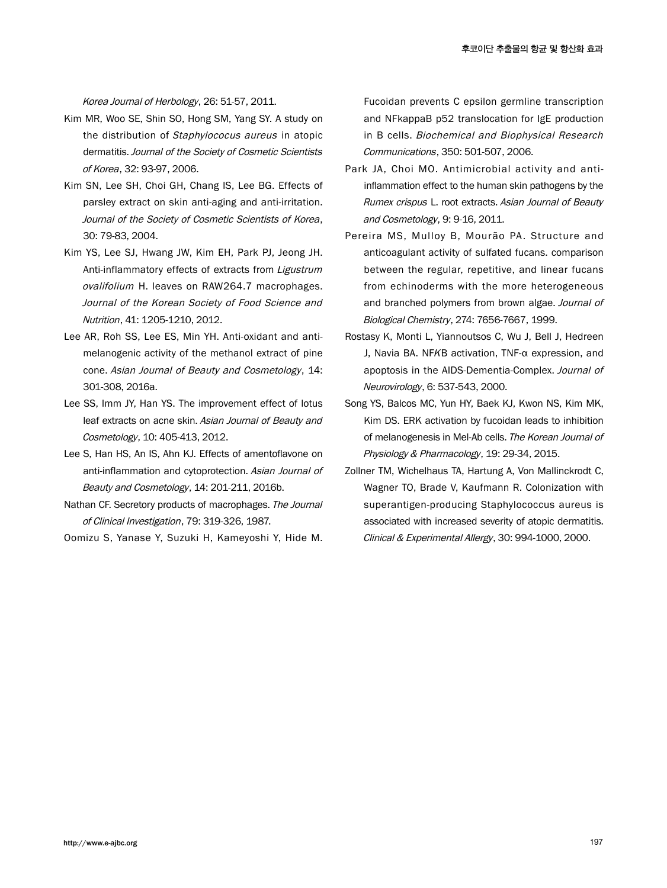*Korea Journal of Herbology*, 26: 51-57, 2011.

Kim MR, Woo SE, Shin SO, Hong SM, Yang SY. A study on the distribution of *Staphylococcus aureus* in atopic dermatitis. *Journal of the Society of Cosmetic Scientists of Korea*, 32: 93-97, 2006.

Kim SN, Lee SH, Choi GH, Chang IS, Lee BG. Effects of parsley extract on skin anti-aging and anti-irritation. *Journal of the Society of Cosmetic Scientists of Korea*, 30: 79-83, 2004.

Kim YS, Lee SJ, Hwang JW, Kim EH, Park PJ, Jeong JH. Anti-inflammatory effects of extracts from *Ligustrum ovalifolium* H. leaves on RAW264.7 macrophages. *Journal of the Korean Society of Food Science and Nutrition*, 41: 1205-1210, 2012.

Lee AR, Roh SS, Lee ES, Min YH. Anti-oxidant and anti-melanogenic activity of the methanol extract of pine cone. *Asian Journal of Beauty and Cosmetology*, 14: 301-308, 2016a.

Lee SS, Imm JY, Han YS. The improvement effect of lotus leaf extracts on acne skin. *Asian Journal of Beauty and Cosmetology*, 10: 405-413, 2012.

Lee S, Han HS, An IS, Ahn KJ. Effects of amentoflavone on anti-inflammation and cytoprotection. *Asian Journal of Beauty and Cosmetology*, 14: 201-211, 2016b.

Nathan CF. Secretory products of macrophages. *The Journal of Clinical Investigation*, 79: 319-326, 1987.

Oomizu S, Yanase Y, Suzuki H, Kameyoshi Y, Hide M. Fucoidan prevents C epsilon germline transcription and NFkappaB p52 translocation for IgE production in B cells. *Biochemical and Biophysical Research Communications*, 350: 501-507, 2006.

Park JA, Choi MO. Antimicrobial activity and anti-inflammation effect to the human skin pathogens by the *Rumex crispus* L. root extracts. *Asian Journal of Beauty and Cosmetology*, 9: 9-16, 2011.

Pereira MS, Mulloy B, Mourão PA. Structure and anticoagulant activity of sulfated fucans. comparison between the regular, repetitive, and linear fucans from echinoderms with the more heterogeneous and branched polymers from brown algae. *Journal of Biological Chemistry*, 274: 7656-7667, 1999.

Rostasy K, Monti L, Yiannoutsos C, Wu J, Bell J, Hedreen J, Navia BA. NF*K*B activation, TNF-α expression, and apoptosis in the AIDS-Dementia-Complex. *Journal of Neurovirology*, 6: 537-543, 2000.

Song YS, Balcos MC, Yun HY, Baek KJ, Kwon NS, Kim MK, Kim DS. ERK activation by fucoidan leads to inhibition of melanogenesis in Mel-Ab cells. *The Korean Journal of Physiology & Pharmacology*, 19: 29-34, 2015.

Zollner TM, Wichelhaus TA, Hartung A, Von Mallinckrodt C, Wagner TO, Brade V, Kaufmann R. Colonization with superantigen-producing Staphylococcus aureus is associated with increased severity of atopic dermatitis. *Clinical & Experimental Allergy*, 30: 994-1000, 2000.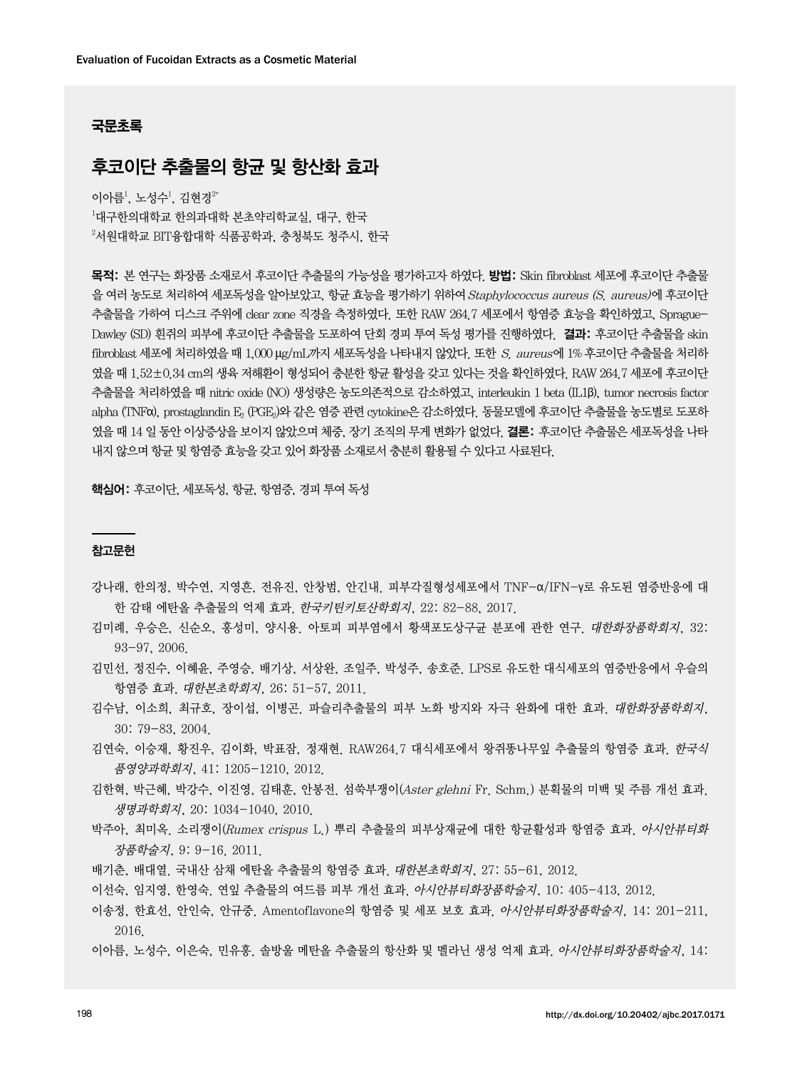## 국문초록

# 후코이단 추출물의 항균 및 항산화 효과

이아름[1], 노성수[1], 김현경[2*]

[1]대구한의대학교 한의과대학 본초약리학교실, 대구, 한국

[2]서원대학교 BIT융합대학 식품공학과, 충청북도 청주시, 한국

**목적:** 본 연구는 화장품 소재로서 후코이단 추출물의 가능성을 평가하고자 하였다. **방법:** Skin fibroblast 세포에 후코이단 추출물을 여러 농도로 처리하여 세포독성을 알아보았고, 항균 효능을 평가하기 위하여 *Staphylococcus aureus (S. aureus)*에 후코이단 추출물을 가하여 디스크 주위에 clear zone 직경을 측정하였다. 또한 RAW 264.7 세포에서 항염증 효능을 확인하였고, Sprague-Dawley (SD) 흰쥐의 피부에 후코이단 추출물을 도포하여 단회 경피 투여 독성 평가를 진행하였다. **결과:** 후코이단 추출물을 skin fibroblast 세포에 처리하였을 때 1,000 μg/mL까지 세포독성을 나타내지 않았다. 또한 *S. aureus*에 1% 후코이단 추출물을 처리하였을 때 1.52±0.34 cm의 생육 저해환이 형성되어 충분한 항균 활성을 갖고 있다는 것을 확인하였다. RAW 264.7 세포에 후코이단 추출물을 처리하였을 때 nitric oxide (NO) 생성량은 농도의존적으로 감소하였고, interleukin 1 beta (IL1β), tumor necrosis factor alpha (TNFα), prostaglandin $E_2$ ($PGE_2$)와 같은 염증 관련 cytokine은 감소하였다. 동물모델에 후코이단 추출물을 농도별로 도포하였을 때 14 일 동안 이상증상을 보이지 않았으며 체중, 장기 조직의 무게 변화가 없었다. **결론:** 후코이단 추출물은 세포독성을 나타내지 않으며 항균 및 항염증 효능을 갖고 있어 화장품 소재로서 충분히 활용될 수 있다고 사료된다.

**핵심어:** 후코이단, 세포독성, 항균, 항염증, 경피 투여 독성

## 참고문헌

강나래, 한의정, 박수연, 지영흔, 전유진, 안창범, 안긴내. 피부각질형성세포에서 TNF-α/IFN-γ로 유도된 염증반응에 대한 감태 에탄올 추출물의 억제 효과. *한국키틴키토산학회지*, 22: 82-88, 2017.

김미례, 우승은, 신순오, 홍성미, 양시용. 아토피 피부염에서 황색포도상구균 분포에 관한 연구. *대한화장품학회지*, 32: 93-97, 2006.

김민선, 정진수, 이혜윤, 주영승, 배기상, 서상완, 조일주, 박성주, 송호준. LPS로 유도한 대식세포의 염증반응에서 우슬의 항염증 효과. *대한본초학회지*, 26: 51-57, 2011.

김수남, 이소희, 최규호, 장이섭, 이병곤. 파슬리추출물의 피부 노화 방지와 자극 완화에 대한 효과. *대한화장품학회지*, 30: 79-83, 2004.

김연숙, 이승재, 황진우, 김이화, 박표잠, 정재현. RAW264.7 대식세포에서 왕쥐똥나무잎 추출물의 항염증 효과. *한국식품영양과학회지*, 41: 1205-1210, 2012.

김한혁, 박근혜, 박강수, 이진영, 김태훈, 안봉전. 섬쑥부쟁이(*Aster glehni* Fr. Schm.) 분획물의 미백 및 주름 개선 효과. *생명과학회지*, 20: 1034-1040, 2010.

박주아, 최미옥. 소리쟁이(*Rumex crispus* L.) 뿌리 추출물의 피부상재균에 대한 항균활성과 항염증 효과. *아시안뷰티화장품학술지*, 9: 9-16, 2011.

배기춘, 배대열. 국내산 삼채 에탄올 추출물의 항염증 효과. *대한본초학회지*, 27: 55-61, 2012.

이선숙, 임지영, 한영숙. 연잎 추출물의 여드름 피부 개선 효과. *아시안뷰티화장품학술지*, 10: 405-413, 2012.

이송정, 한효선, 안인숙, 안규중. Amentoflavone의 항염증 및 세포 보호 효과. *아시안뷰티화장품학술지*, 14: 201-211, 2016.

이아름, 노성수, 이은숙, 민유홍. 솔방울 메탄올 추출물의 항산화 및 멜라닌 생성 억제 효과. *아시안뷰티화장품학술지*, 14: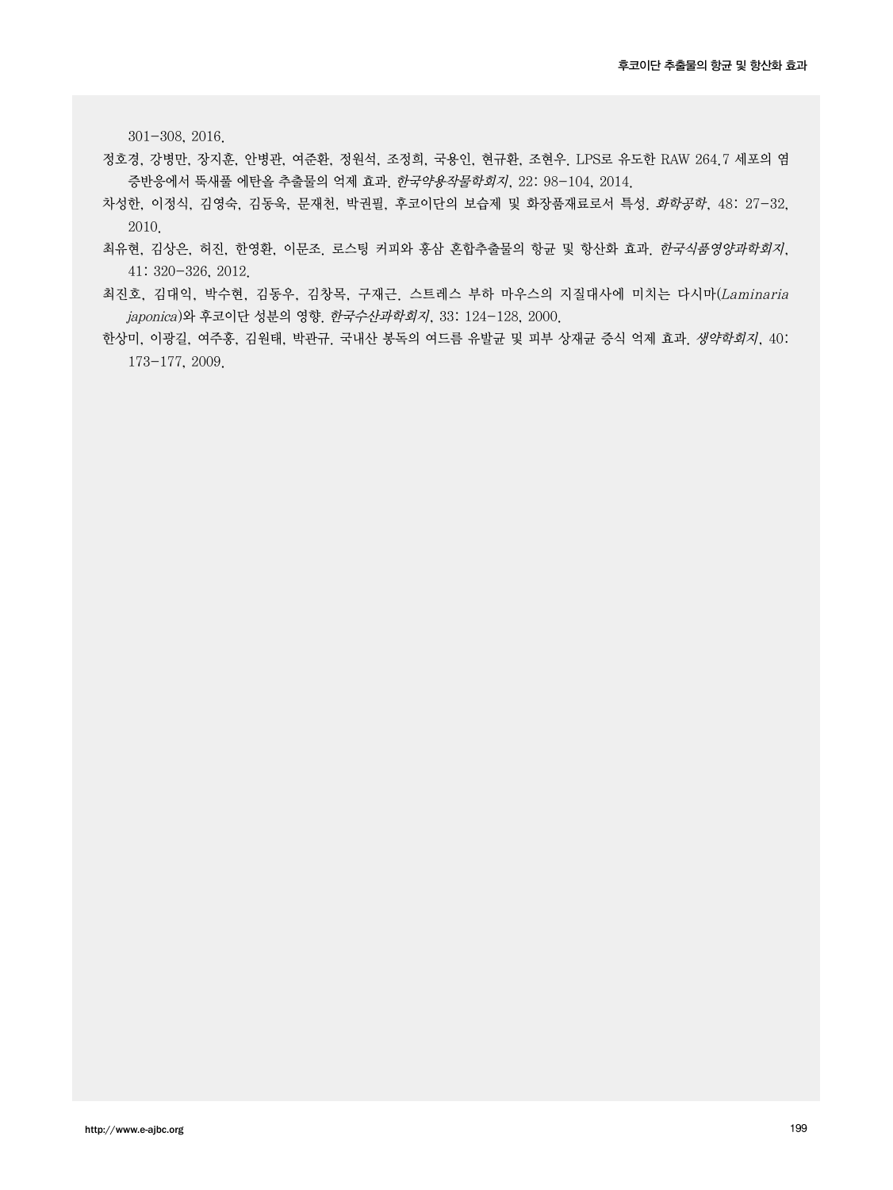301-308, 2016.

정호경, 강병만, 장지훈, 안병관, 여준환, 정원석, 조정희, 국용인, 현규환, 조현우. LPS로 유도한 RAW 264.7 세포의 염증반응에서 뚝새풀 에탄올 추출물의 억제 효과. *한국약용작물학회지*, 22: 98-104, 2014.

차성한, 이정식, 김영숙, 김동욱, 문재천, 박권필. 후코이단의 보습제 및 화장품재료로서 특성. *화학공학*, 48: 27-32, 2010.

최유현, 김상은, 허진, 한영환, 이문조. 로스팅 커피와 홍삼 혼합추출물의 항균 및 항산화 효과. *한국식품영양과학회지*, 41: 320-326, 2012.

최진호, 김대익, 박수현, 김동우, 김창목, 구재근. 스트레스 부하 마우스의 지질대사에 미치는 다시마(*Laminaria japonica*)와 후코이단 성분의 영향. *한국수산과학회지*, 33: 124-128, 2000.

한상미, 이광길, 여주홍, 김원태, 박관규. 국내산 봉독의 여드름 유발균 및 피부 상재균 증식 억제 효과. *생약학회지*, 40: 173-177, 2009.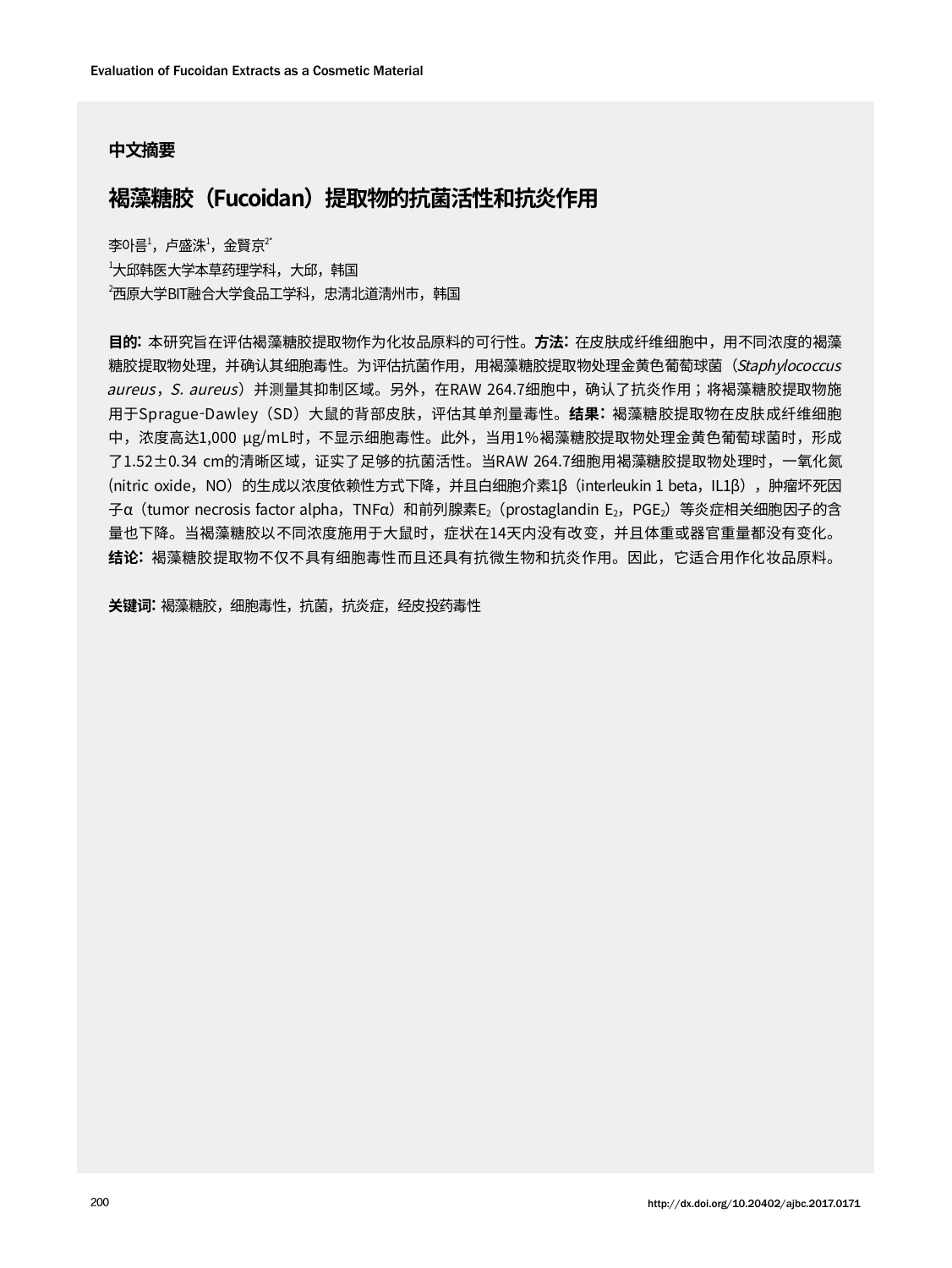## 中文摘要

# 褐藻糖胶（Fucoidan）提取物的抗菌活性和抗炎作用

李아름[1]，卢盛洙[1]，金賢京[2*]

[1]大邱韩医大学本草药理学科，大邱，韩国

[2]西原大学BIT融合大学食品工学科，忠清北道清州市，韩国

**目的:** 本研究旨在评估褐藻糖胶提取物作为化妆品原料的可行性。**方法:** 在皮肤成纤维细胞中，用不同浓度的褐藻糖胶提取物处理，并确认其细胞毒性。为评估抗菌作用，用褐藻糖胶提取物处理金黄色葡萄球菌（*Staphylococcus aureus*，*S. aureus*）并测量其抑制区域。另外，在RAW 264.7细胞中，确认了抗炎作用；将褐藻糖胶提取物施用于Sprague-Dawley（SD）大鼠的背部皮肤，评估其单剂量毒性。**结果:** 褐藻糖胶提取物在皮肤成纤维细胞中，浓度高达1,000 μg/mL时，不显示细胞毒性。此外，当用1%褐藻糖胶提取物处理金黄色葡萄球菌时，形成了1.52±0.34 cm的清晰区域，证实了足够的抗菌活性。当RAW 264.7细胞用褐藻糖胶提取物处理时，一氧化氮（nitric oxide，NO）的生成以浓度依赖性方式下降，并且白细胞介素1β（interleukin 1 beta，IL1β），肿瘤坏死因子α（tumor necrosis factor alpha，TNFα）和前列腺素$E_2$（prostaglandin $E_2$，$PGE_2$）等炎症相关细胞因子的含量也下降。当褐藻糖胶以不同浓度施用于大鼠时，症状在14天内没有改变，并且体重或器官重量都没有变化。**结论:** 褐藻糖胶提取物不仅不具有细胞毒性而且还具有抗微生物和抗炎作用。因此，它适合用作化妆品原料。

**关键词:** 褐藻糖胶，细胞毒性，抗菌，抗炎症，经皮投药毒性